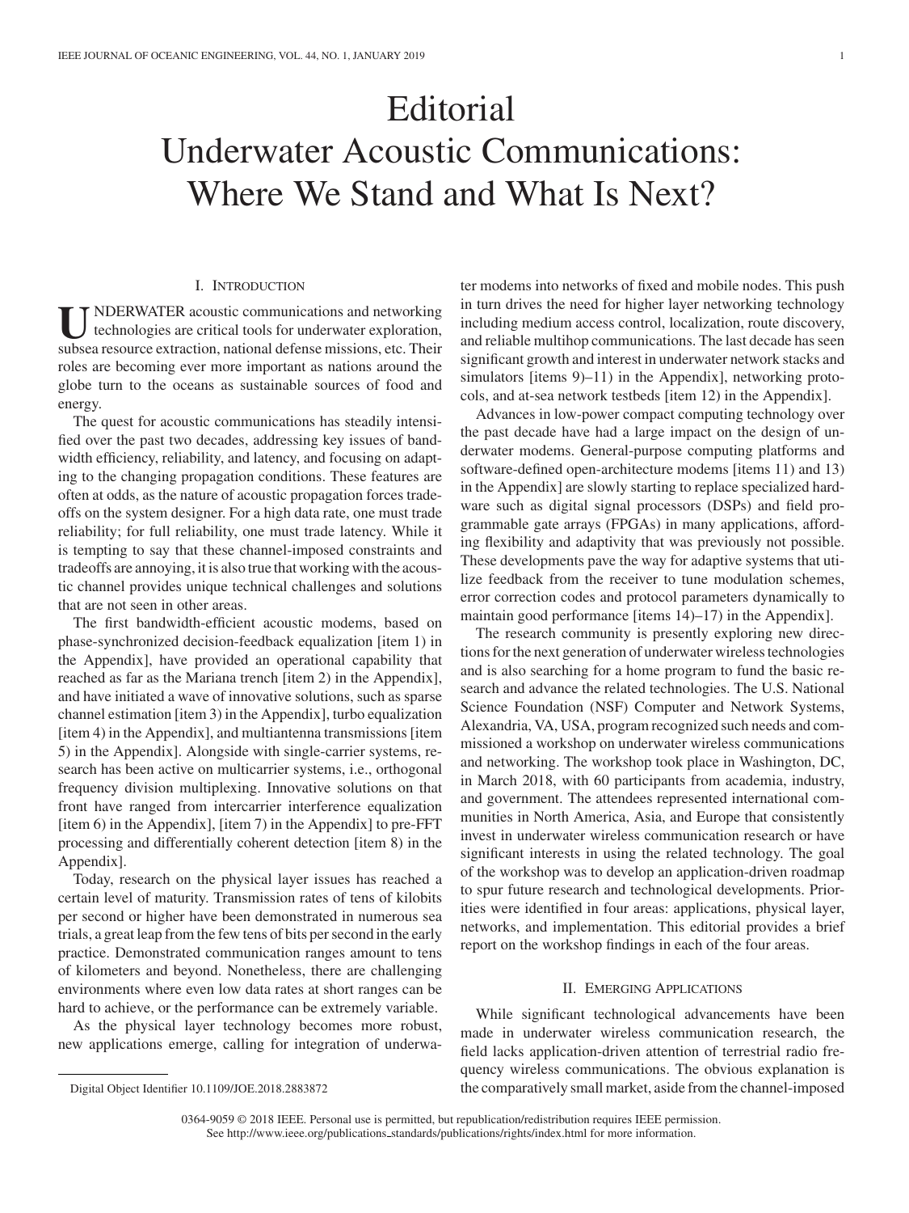# Editorial

# Underwater Acoustic Communications: Where We Stand and What Is Next?

## I. Introduction

UNDERWATER acoustic communications and networking technologies are critical tools for underwater exploration, subsea resource extraction, national defense missions, etc. Their roles are becoming ever more important as nations around the globe turn to the oceans as sustainable sources of food and energy.

The quest for acoustic communications has steadily intensified over the past two decades, addressing key issues of bandwidth efficiency, reliability, and latency, and focusing on adapting to the changing propagation conditions. These features are often at odds, as the nature of acoustic propagation forces tradeoffs on the system designer. For a high data rate, one must trade reliability; for full reliability, one must trade latency. While it is tempting to say that these channel-imposed constraints and tradeoffs are annoying, it is also true that working with the acoustic channel provides unique technical challenges and solutions that are not seen in other areas.

The first bandwidth-efficient acoustic modems, based on phase-synchronized decision-feedback equalization [item 1) in the Appendix], have provided an operational capability that reached as far as the Mariana trench [item 2) in the Appendix], and have initiated a wave of innovative solutions, such as sparse channel estimation [item 3) in the Appendix], turbo equalization [item 4) in the Appendix], and multiantenna transmissions [item 5) in the Appendix]. Alongside with single-carrier systems, research has been active on multicarrier systems, i.e., orthogonal frequency division multiplexing. Innovative solutions on that front have ranged from intercarrier interference equalization [item 6) in the Appendix], [item 7) in the Appendix] to pre-FFT processing and differentially coherent detection [item 8) in the Appendix].

Today, research on the physical layer issues has reached a certain level of maturity. Transmission rates of tens of kilobits per second or higher have been demonstrated in numerous sea trials, a great leap from the few tens of bits per second in the early practice. Demonstrated communication ranges amount to tens of kilometers and beyond. Nonetheless, there are challenging environments where even low data rates at short ranges can be hard to achieve, or the performance can be extremely variable.

As the physical layer technology becomes more robust, new applications emerge, calling for integration of underwater modems into networks of fixed and mobile nodes. This push in turn drives the need for higher layer networking technology including medium access control, localization, route discovery, and reliable multihop communications. The last decade has seen significant growth and interest in underwater network stacks and simulators [items 9)–11) in the Appendix], networking protocols, and at-sea network testbeds [item 12) in the Appendix].

Advances in low-power compact computing technology over the past decade have had a large impact on the design of underwater modems. General-purpose computing platforms and software-defined open-architecture modems [items 11) and 13) in the Appendix] are slowly starting to replace specialized hardware such as digital signal processors (DSPs) and field programmable gate arrays (FPGAs) in many applications, affording flexibility and adaptivity that was previously not possible. These developments pave the way for adaptive systems that utilize feedback from the receiver to tune modulation schemes, error correction codes and protocol parameters dynamically to maintain good performance [items 14)–17) in the Appendix].

The research community is presently exploring new directions for the next generation of underwater wireless technologies and is also searching for a home program to fund the basic research and advance the related technologies. The U.S. National Science Foundation (NSF) Computer and Network Systems, Alexandria, VA, USA, program recognized such needs and commissioned a workshop on underwater wireless communications and networking. The workshop took place in Washington, DC, in March 2018, with 60 participants from academia, industry, and government. The attendees represented international communities in North America, Asia, and Europe that consistently invest in underwater wireless communication research or have significant interests in using the related technology. The goal of the workshop was to develop an application-driven roadmap to spur future research and technological developments. Priorities were identified in four areas: applications, physical layer, networks, and implementation. This editorial provides a brief report on the workshop findings in each of the four areas.

## II. Emerging Applications

While significant technological advancements have been made in underwater wireless communication research, the field lacks application-driven attention of terrestrial radio frequency wireless communications. The obvious explanation is the comparatively small market, aside from the channel-imposed

Digital Object Identifier 10.1109/JOE.2018.2883872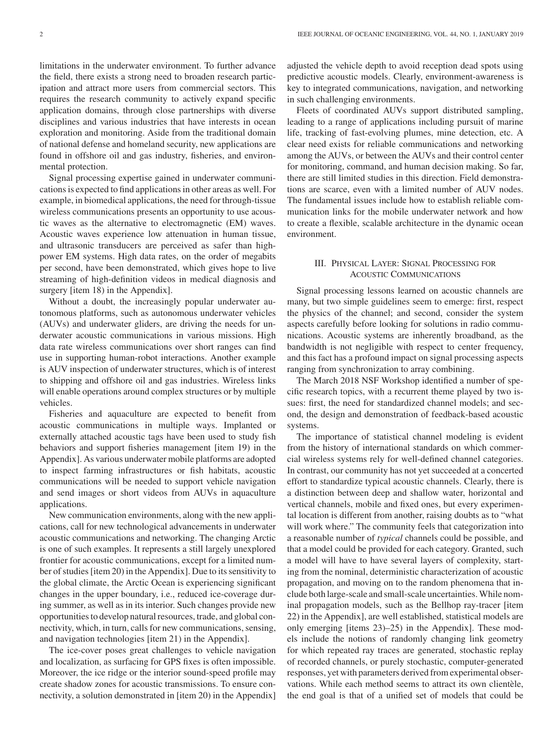limitations in the underwater environment. To further advance the field, there exists a strong need to broaden research participation and attract more users from commercial sectors. This requires the research community to actively expand specific application domains, through close partnerships with diverse disciplines and various industries that have interests in ocean exploration and monitoring. Aside from the traditional domain of national defense and homeland security, new applications are found in offshore oil and gas industry, fisheries, and environmental protection.

Signal processing expertise gained in underwater communications is expected to find applications in other areas as well. For example, in biomedical applications, the need for through-tissue wireless communications presents an opportunity to use acoustic waves as the alternative to electromagnetic (EM) waves. Acoustic waves experience low attenuation in human tissue, and ultrasonic transducers are perceived as safer than high-power EM systems. High data rates, on the order of megabits per second, have been demonstrated, which gives hope to live streaming of high-definition videos in medical diagnosis and surgery [item 18) in the Appendix].

Without a doubt, the increasingly popular underwater autonomous platforms, such as autonomous underwater vehicles (AUVs) and underwater gliders, are driving the needs for underwater acoustic communications in various missions. High data rate wireless communications over short ranges can find use in supporting human-robot interactions. Another example is AUV inspection of underwater structures, which is of interest to shipping and offshore oil and gas industries. Wireless links will enable operations around complex structures or by multiple vehicles.

Fisheries and aquaculture are expected to benefit from acoustic communications in multiple ways. Implanted or externally attached acoustic tags have been used to study fish behaviors and support fisheries management [item 19) in the Appendix]. As various underwater mobile platforms are adopted to inspect farming infrastructures or fish habitats, acoustic communications will be needed to support vehicle navigation and send images or short videos from AUVs in aquaculture applications.

New communication environments, along with the new applications, call for new technological advancements in underwater acoustic communications and networking. The changing Arctic is one of such examples. It represents a still largely unexplored frontier for acoustic communications, except for a limited number of studies [item 20) in the Appendix]. Due to its sensitivity to the global climate, the Arctic Ocean is experiencing significant changes in the upper boundary, i.e., reduced ice-coverage during summer, as well as in its interior. Such changes provide new opportunities to develop natural resources, trade, and global connectivity, which, in turn, calls for new communications, sensing, and navigation technologies [item 21) in the Appendix].

The ice-cover poses great challenges to vehicle navigation and localization, as surfacing for GPS fixes is often impossible. Moreover, the ice ridge or the interior sound-speed profile may create shadow zones for acoustic transmissions. To ensure connectivity, a solution demonstrated in [item 20) in the Appendix] adjusted the vehicle depth to avoid reception dead spots using predictive acoustic models. Clearly, environment-awareness is key to integrated communications, navigation, and networking in such challenging environments.

Fleets of coordinated AUVs support distributed sampling, leading to a range of applications including pursuit of marine life, tracking of fast-evolving plumes, mine detection, etc. A clear need exists for reliable communications and networking among the AUVs, or between the AUVs and their control center for monitoring, command, and human decision making. So far, there are still limited studies in this direction. Field demonstrations are scarce, even with a limited number of AUV nodes. The fundamental issues include how to establish reliable communication links for the mobile underwater network and how to create a flexible, scalable architecture in the dynamic ocean environment.

## III. Physical Layer: Signal Processing for Acoustic Communications

Signal processing lessons learned on acoustic channels are many, but two simple guidelines seem to emerge: first, respect the physics of the channel; and second, consider the system aspects carefully before looking for solutions in radio communications. Acoustic systems are inherently broadband, as the bandwidth is not negligible with respect to center frequency, and this fact has a profound impact on signal processing aspects ranging from synchronization to array combining.

The March 2018 NSF Workshop identified a number of specific research topics, with a recurrent theme played by two issues: first, the need for standardized channel models; and second, the design and demonstration of feedback-based acoustic systems.

The importance of statistical channel modeling is evident from the history of international standards on which commercial wireless systems rely for well-defined channel categories. In contrast, our community has not yet succeeded at a concerted effort to standardize typical acoustic channels. Clearly, there is a distinction between deep and shallow water, horizontal and vertical channels, mobile and fixed ones, but every experimental location is different from another, raising doubts as to "what will work where." The community feels that categorization into a reasonable number of *typical* channels could be possible, and that a model could be provided for each category. Granted, such a model will have to have several layers of complexity, starting from the nominal, deterministic characterization of acoustic propagation, and moving on to the random phenomena that include both large-scale and small-scale uncertainties. While nominal propagation models, such as the Bellhop ray-tracer [item 22) in the Appendix], are well established, statistical models are only emerging [items 23)–25) in the Appendix]. These models include the notions of randomly changing link geometry for which repeated ray traces are generated, stochastic replay of recorded channels, or purely stochastic, computer-generated responses, yet with parameters derived from experimental observations. While each method seems to attract its own clientèle, the end goal is that of a unified set of models that could be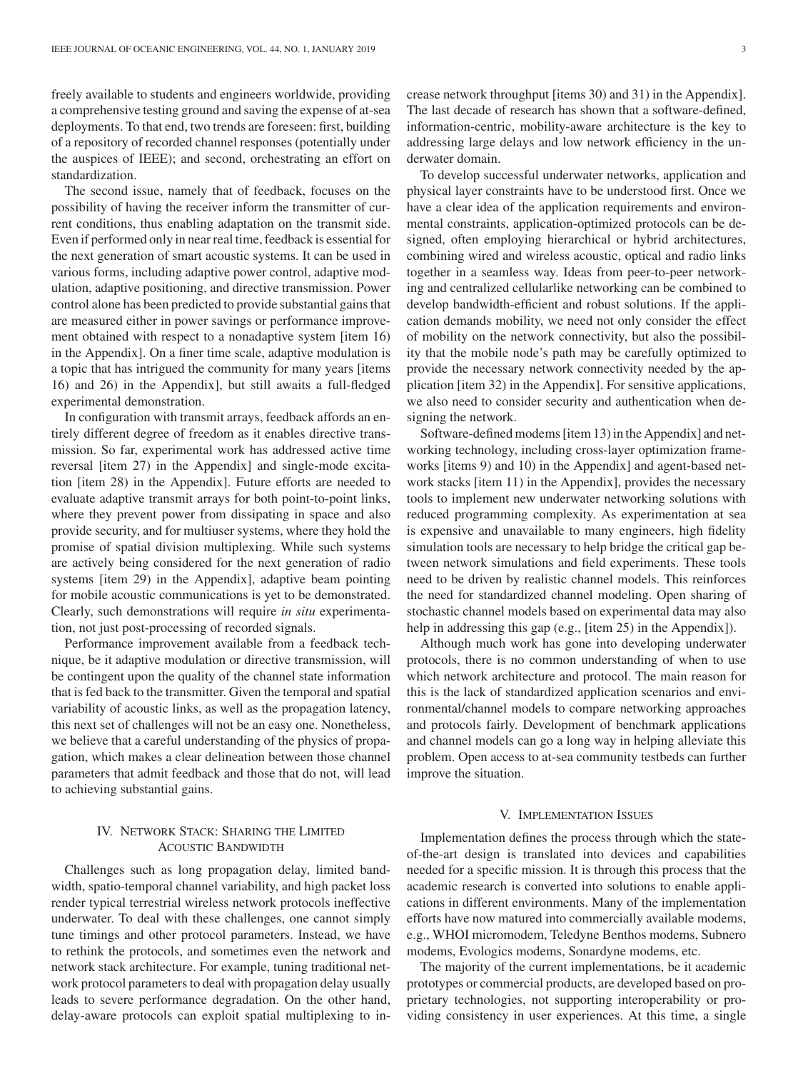freely available to students and engineers worldwide, providing a comprehensive testing ground and saving the expense of at-sea deployments. To that end, two trends are foreseen: first, building of a repository of recorded channel responses (potentially under the auspices of IEEE); and second, orchestrating an effort on standardization.

The second issue, namely that of feedback, focuses on the possibility of having the receiver inform the transmitter of current conditions, thus enabling adaptation on the transmit side. Even if performed only in near real time, feedback is essential for the next generation of smart acoustic systems. It can be used in various forms, including adaptive power control, adaptive modulation, adaptive positioning, and directive transmission. Power control alone has been predicted to provide substantial gains that are measured either in power savings or performance improvement obtained with respect to a nonadaptive system [item 16) in the Appendix]. On a finer time scale, adaptive modulation is a topic that has intrigued the community for many years [items 16) and 26) in the Appendix], but still awaits a full-fledged experimental demonstration.

In configuration with transmit arrays, feedback affords an entirely different degree of freedom as it enables directive transmission. So far, experimental work has addressed active time reversal [item 27) in the Appendix] and single-mode excitation [item 28) in the Appendix]. Future efforts are needed to evaluate adaptive transmit arrays for both point-to-point links, where they prevent power from dissipating in space and also provide security, and for multiuser systems, where they hold the promise of spatial division multiplexing. While such systems are actively being considered for the next generation of radio systems [item 29) in the Appendix], adaptive beam pointing for mobile acoustic communications is yet to be demonstrated. Clearly, such demonstrations will require *in situ* experimentation, not just post-processing of recorded signals.

Performance improvement available from a feedback technique, be it adaptive modulation or directive transmission, will be contingent upon the quality of the channel state information that is fed back to the transmitter. Given the temporal and spatial variability of acoustic links, as well as the propagation latency, this next set of challenges will not be an easy one. Nonetheless, we believe that a careful understanding of the physics of propagation, which makes a clear delineation between those channel parameters that admit feedback and those that do not, will lead to achieving substantial gains.

## IV. Network Stack: Sharing the Limited Acoustic Bandwidth

Challenges such as long propagation delay, limited bandwidth, spatio-temporal channel variability, and high packet loss render typical terrestrial wireless network protocols ineffective underwater. To deal with these challenges, one cannot simply tune timings and other protocol parameters. Instead, we have to rethink the protocols, and sometimes even the network and network stack architecture. For example, tuning traditional network protocol parameters to deal with propagation delay usually leads to severe performance degradation. On the other hand, delay-aware protocols can exploit spatial multiplexing to increase network throughput [items 30) and 31) in the Appendix]. The last decade of research has shown that a software-defined, information-centric, mobility-aware architecture is the key to addressing large delays and low network efficiency in the underwater domain.

To develop successful underwater networks, application and physical layer constraints have to be understood first. Once we have a clear idea of the application requirements and environmental constraints, application-optimized protocols can be designed, often employing hierarchical or hybrid architectures, combining wired and wireless acoustic, optical and radio links together in a seamless way. Ideas from peer-to-peer networking and centralized cellularlike networking can be combined to develop bandwidth-efficient and robust solutions. If the application demands mobility, we need not only consider the effect of mobility on the network connectivity, but also the possibility that the mobile node's path may be carefully optimized to provide the necessary network connectivity needed by the application [item 32) in the Appendix]. For sensitive applications, we also need to consider security and authentication when designing the network.

Software-defined modems [item 13) in the Appendix] and networking technology, including cross-layer optimization frameworks [items 9) and 10) in the Appendix] and agent-based network stacks [item 11) in the Appendix], provides the necessary tools to implement new underwater networking solutions with reduced programming complexity. As experimentation at sea is expensive and unavailable to many engineers, high fidelity simulation tools are necessary to help bridge the critical gap between network simulations and field experiments. These tools need to be driven by realistic channel models. This reinforces the need for standardized channel modeling. Open sharing of stochastic channel models based on experimental data may also help in addressing this gap (e.g., [item 25) in the Appendix]).

Although much work has gone into developing underwater protocols, there is no common understanding of when to use which network architecture and protocol. The main reason for this is the lack of standardized application scenarios and environmental/channel models to compare networking approaches and protocols fairly. Development of benchmark applications and channel models can go a long way in helping alleviate this problem. Open access to at-sea community testbeds can further improve the situation.

## V. Implementation Issues

Implementation defines the process through which the state-of-the-art design is translated into devices and capabilities needed for a specific mission. It is through this process that the academic research is converted into solutions to enable applications in different environments. Many of the implementation efforts have now matured into commercially available modems, e.g., WHOI micromodem, Teledyne Benthos modems, Subnero modems, Evologics modems, Sonardyne modems, etc.

The majority of the current implementations, be it academic prototypes or commercial products, are developed based on proprietary technologies, not supporting interoperability or providing consistency in user experiences. At this time, a single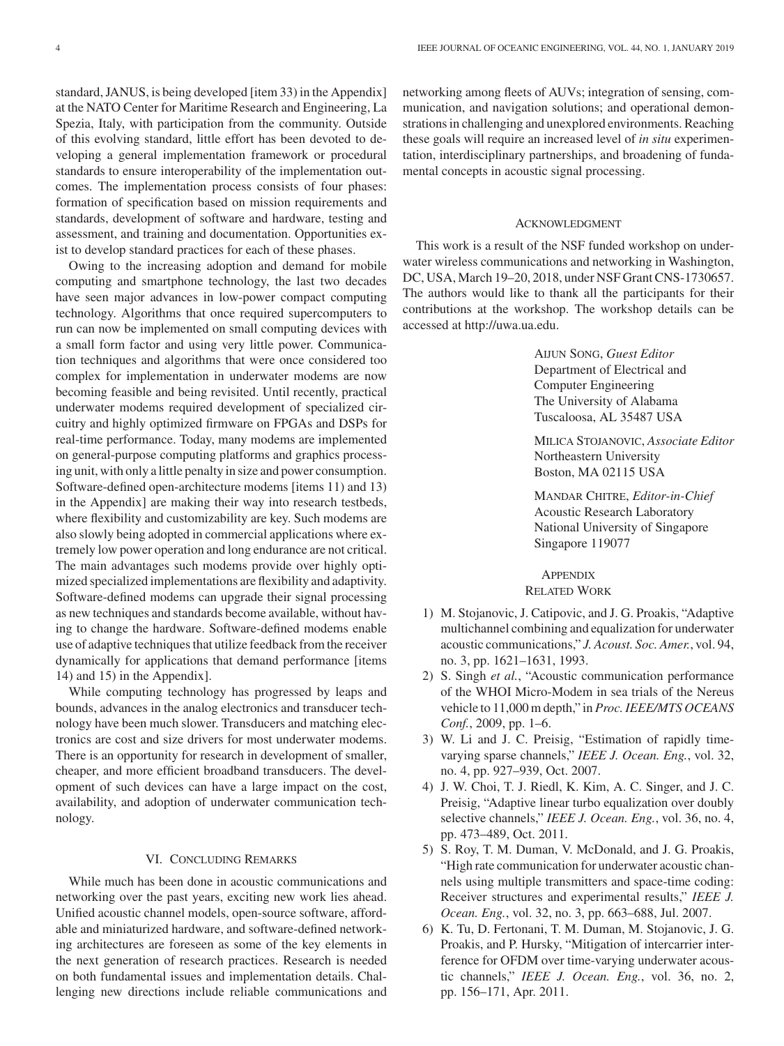standard, JANUS, is being developed [item 33) in the Appendix] at the NATO Center for Maritime Research and Engineering, La Spezia, Italy, with participation from the community. Outside of this evolving standard, little effort has been devoted to developing a general implementation framework or procedural standards to ensure interoperability of the implementation outcomes. The implementation process consists of four phases: formation of specification based on mission requirements and standards, development of software and hardware, testing and assessment, and training and documentation. Opportunities exist to develop standard practices for each of these phases.

Owing to the increasing adoption and demand for mobile computing and smartphone technology, the last two decades have seen major advances in low-power compact computing technology. Algorithms that once required supercomputers to run can now be implemented on small computing devices with a small form factor and using very little power. Communication techniques and algorithms that were once considered too complex for implementation in underwater modems are now becoming feasible and being revisited. Until recently, practical underwater modems required development of specialized circuitry and highly optimized firmware on FPGAs and DSPs for real-time performance. Today, many modems are implemented on general-purpose computing platforms and graphics processing unit, with only a little penalty in size and power consumption. Software-defined open-architecture modems [items 11) and 13) in the Appendix] are making their way into research testbeds, where flexibility and customizability are key. Such modems are also slowly being adopted in commercial applications where extremely low power operation and long endurance are not critical. The main advantages such modems provide over highly optimized specialized implementations are flexibility and adaptivity. Software-defined modems can upgrade their signal processing as new techniques and standards become available, without having to change the hardware. Software-defined modems enable use of adaptive techniques that utilize feedback from the receiver dynamically for applications that demand performance [items 14) and 15) in the Appendix].

While computing technology has progressed by leaps and bounds, advances in the analog electronics and transducer technology have been much slower. Transducers and matching electronics are cost and size drivers for most underwater modems. There is an opportunity for research in development of smaller, cheaper, and more efficient broadband transducers. The development of such devices can have a large impact on the cost, availability, and adoption of underwater communication technology.

## VI. Concluding Remarks

While much has been done in acoustic communications and networking over the past years, exciting new work lies ahead. Unified acoustic channel models, open-source software, affordable and miniaturized hardware, and software-defined networking architectures are foreseen as some of the key elements in the next generation of research practices. Research is needed on both fundamental issues and implementation details. Challenging new directions include reliable communications and networking among fleets of AUVs; integration of sensing, communication, and navigation solutions; and operational demonstrations in challenging and unexplored environments. Reaching these goals will require an increased level of *in situ* experimentation, interdisciplinary partnerships, and broadening of fundamental concepts in acoustic signal processing.

## Acknowledgment

This work is a result of the NSF funded workshop on underwater wireless communications and networking in Washington, DC, USA, March 19–20, 2018, under NSF Grant CNS-1730657. The authors would like to thank all the participants for their contributions at the workshop. The workshop details can be accessed at http://uwa.ua.edu.

Aijun Song, *Guest Editor*
Department of Electrical and Computer Engineering
The University of Alabama
Tuscaloosa, AL 35487 USA

Milica Stojanovic, *Associate Editor*
Northeastern University
Boston, MA 02115 USA

Mandar Chitre, *Editor-in-Chief*
Acoustic Research Laboratory
National University of Singapore
Singapore 119077

## Appendix
## Related Work

1) M. Stojanovic, J. Catipovic, and J. G. Proakis, "Adaptive multichannel combining and equalization for underwater acoustic communications," *J. Acoust. Soc. Amer.*, vol. 94, no. 3, pp. 1621–1631, 1993.
2) S. Singh *et al.*, "Acoustic communication performance of the WHOI Micro-Modem in sea trials of the Nereus vehicle to 11,000 m depth," in *Proc. IEEE/MTS OCEANS Conf.*, 2009, pp. 1–6.
3) W. Li and J. C. Preisig, "Estimation of rapidly time-varying sparse channels," *IEEE J. Ocean. Eng.*, vol. 32, no. 4, pp. 927–939, Oct. 2007.
4) J. W. Choi, T. J. Riedl, K. Kim, A. C. Singer, and J. C. Preisig, "Adaptive linear turbo equalization over doubly selective channels," *IEEE J. Ocean. Eng.*, vol. 36, no. 4, pp. 473–489, Oct. 2011.
5) S. Roy, T. M. Duman, V. McDonald, and J. G. Proakis, "High rate communication for underwater acoustic channels using multiple transmitters and space-time coding: Receiver structures and experimental results," *IEEE J. Ocean. Eng.*, vol. 32, no. 3, pp. 663–688, Jul. 2007.
6) K. Tu, D. Fertonani, T. M. Duman, M. Stojanovic, J. G. Proakis, and P. Hursky, "Mitigation of intercarrier interference for OFDM over time-varying underwater acoustic channels," *IEEE J. Ocean. Eng.*, vol. 36, no. 2, pp. 156–171, Apr. 2011.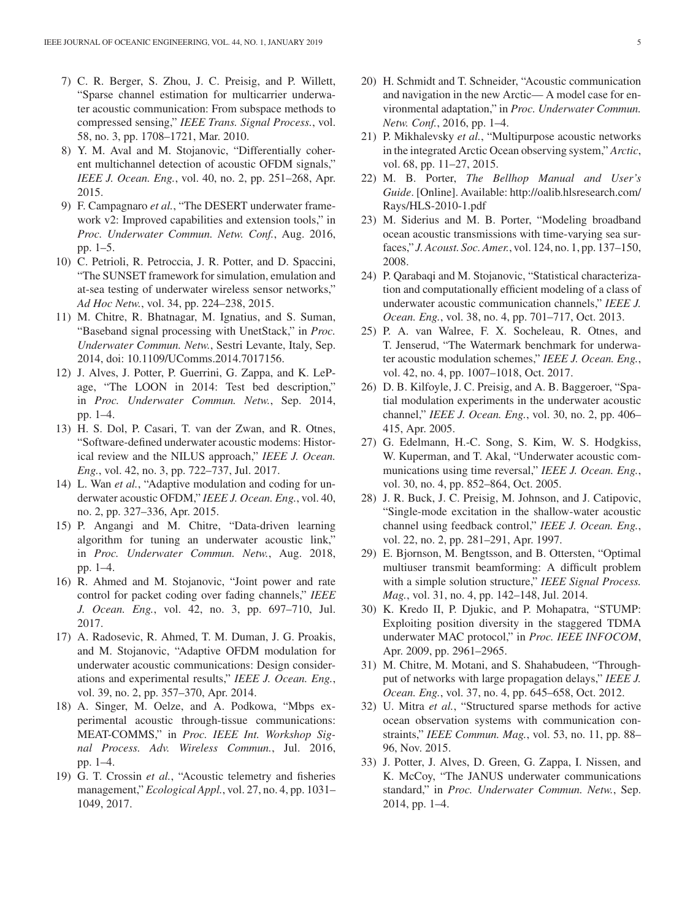7) C. R. Berger, S. Zhou, J. C. Preisig, and P. Willett, "Sparse channel estimation for multicarrier underwater acoustic communication: From subspace methods to compressed sensing," *IEEE Trans. Signal Process.*, vol. 58, no. 3, pp. 1708–1721, Mar. 2010.
8) Y. M. Aval and M. Stojanovic, "Differentially coherent multichannel detection of acoustic OFDM signals," *IEEE J. Ocean. Eng.*, vol. 40, no. 2, pp. 251–268, Apr. 2015.
9) F. Campagnaro *et al.*, "The DESERT underwater framework v2: Improved capabilities and extension tools," in *Proc. Underwater Commun. Netw. Conf.*, Aug. 2016, pp. 1–5.
10) C. Petrioli, R. Petroccia, J. R. Potter, and D. Spaccini, "The SUNSET framework for simulation, emulation and at-sea testing of underwater wireless sensor networks," *Ad Hoc Netw.*, vol. 34, pp. 224–238, 2015.
11) M. Chitre, R. Bhatnagar, M. Ignatius, and S. Suman, "Baseband signal processing with UnetStack," in *Proc. Underwater Commun. Netw.*, Sestri Levante, Italy, Sep. 2014, doi: 10.1109/UComms.2014.7017156.
12) J. Alves, J. Potter, P. Guerrini, G. Zappa, and K. LePage, "The LOON in 2014: Test bed description," in *Proc. Underwater Commun. Netw.*, Sep. 2014, pp. 1–4.
13) H. S. Dol, P. Casari, T. van der Zwan, and R. Otnes, "Software-defined underwater acoustic modems: Historical review and the NILUS approach," *IEEE J. Ocean. Eng.*, vol. 42, no. 3, pp. 722–737, Jul. 2017.
14) L. Wan *et al.*, "Adaptive modulation and coding for underwater acoustic OFDM," *IEEE J. Ocean. Eng.*, vol. 40, no. 2, pp. 327–336, Apr. 2015.
15) P. Angangi and M. Chitre, "Data-driven learning algorithm for tuning an underwater acoustic link," in *Proc. Underwater Commun. Netw.*, Aug. 2018, pp. 1–4.
16) R. Ahmed and M. Stojanovic, "Joint power and rate control for packet coding over fading channels," *IEEE J. Ocean. Eng.*, vol. 42, no. 3, pp. 697–710, Jul. 2017.
17) A. Radosevic, R. Ahmed, T. M. Duman, J. G. Proakis, and M. Stojanovic, "Adaptive OFDM modulation for underwater acoustic communications: Design considerations and experimental results," *IEEE J. Ocean. Eng.*, vol. 39, no. 2, pp. 357–370, Apr. 2014.
18) A. Singer, M. Oelze, and A. Podkowa, "Mbps experimental acoustic through-tissue communications: MEAT-COMMS," in *Proc. IEEE Int. Workshop Signal Process. Adv. Wireless Commun.*, Jul. 2016, pp. 1–4.
19) G. T. Crossin *et al.*, "Acoustic telemetry and fisheries management," *Ecological Appl.*, vol. 27, no. 4, pp. 1031–1049, 2017.
20) H. Schmidt and T. Schneider, "Acoustic communication and navigation in the new Arctic— A model case for environmental adaptation," in *Proc. Underwater Commun. Netw. Conf.*, 2016, pp. 1–4.
21) P. Mikhalevsky *et al.*, "Multipurpose acoustic networks in the integrated Arctic Ocean observing system," *Arctic*, vol. 68, pp. 11–27, 2015.
22) M. B. Porter, *The Bellhop Manual and User's Guide*. [Online]. Available: http://oalib.hlsresearch.com/Rays/HLS-2010-1.pdf
23) M. Siderius and M. B. Porter, "Modeling broadband ocean acoustic transmissions with time-varying sea surfaces," *J. Acoust. Soc. Amer.*, vol. 124, no. 1, pp. 137–150, 2008.
24) P. Qarabaqi and M. Stojanovic, "Statistical characterization and computationally efficient modeling of a class of underwater acoustic communication channels," *IEEE J. Ocean. Eng.*, vol. 38, no. 4, pp. 701–717, Oct. 2013.
25) P. A. van Walree, F. X. Socheleau, R. Otnes, and T. Jenserud, "The Watermark benchmark for underwater acoustic modulation schemes," *IEEE J. Ocean. Eng.*, vol. 42, no. 4, pp. 1007–1018, Oct. 2017.
26) D. B. Kilfoyle, J. C. Preisig, and A. B. Baggeroer, "Spatial modulation experiments in the underwater acoustic channel," *IEEE J. Ocean. Eng.*, vol. 30, no. 2, pp. 406–415, Apr. 2005.
27) G. Edelmann, H.-C. Song, S. Kim, W. S. Hodgkiss, W. Kuperman, and T. Akal, "Underwater acoustic communications using time reversal," *IEEE J. Ocean. Eng.*, vol. 30, no. 4, pp. 852–864, Oct. 2005.
28) J. R. Buck, J. C. Preisig, M. Johnson, and J. Catipovic, "Single-mode excitation in the shallow-water acoustic channel using feedback control," *IEEE J. Ocean. Eng.*, vol. 22, no. 2, pp. 281–291, Apr. 1997.
29) E. Bjornson, M. Bengtsson, and B. Ottersten, "Optimal multiuser transmit beamforming: A difficult problem with a simple solution structure," *IEEE Signal Process. Mag.*, vol. 31, no. 4, pp. 142–148, Jul. 2014.
30) K. Kredo II, P. Djukic, and P. Mohapatra, "STUMP: Exploiting position diversity in the staggered TDMA underwater MAC protocol," in *Proc. IEEE INFOCOM*, Apr. 2009, pp. 2961–2965.
31) M. Chitre, M. Motani, and S. Shahabudeen, "Throughput of networks with large propagation delays," *IEEE J. Ocean. Eng.*, vol. 37, no. 4, pp. 645–658, Oct. 2012.
32) U. Mitra *et al.*, "Structured sparse methods for active ocean observation systems with communication constraints," *IEEE Commun. Mag.*, vol. 53, no. 11, pp. 88–96, Nov. 2015.
33) J. Potter, J. Alves, D. Green, G. Zappa, I. Nissen, and K. McCoy, "The JANUS underwater communications standard," in *Proc. Underwater Commun. Netw.*, Sep. 2014, pp. 1–4.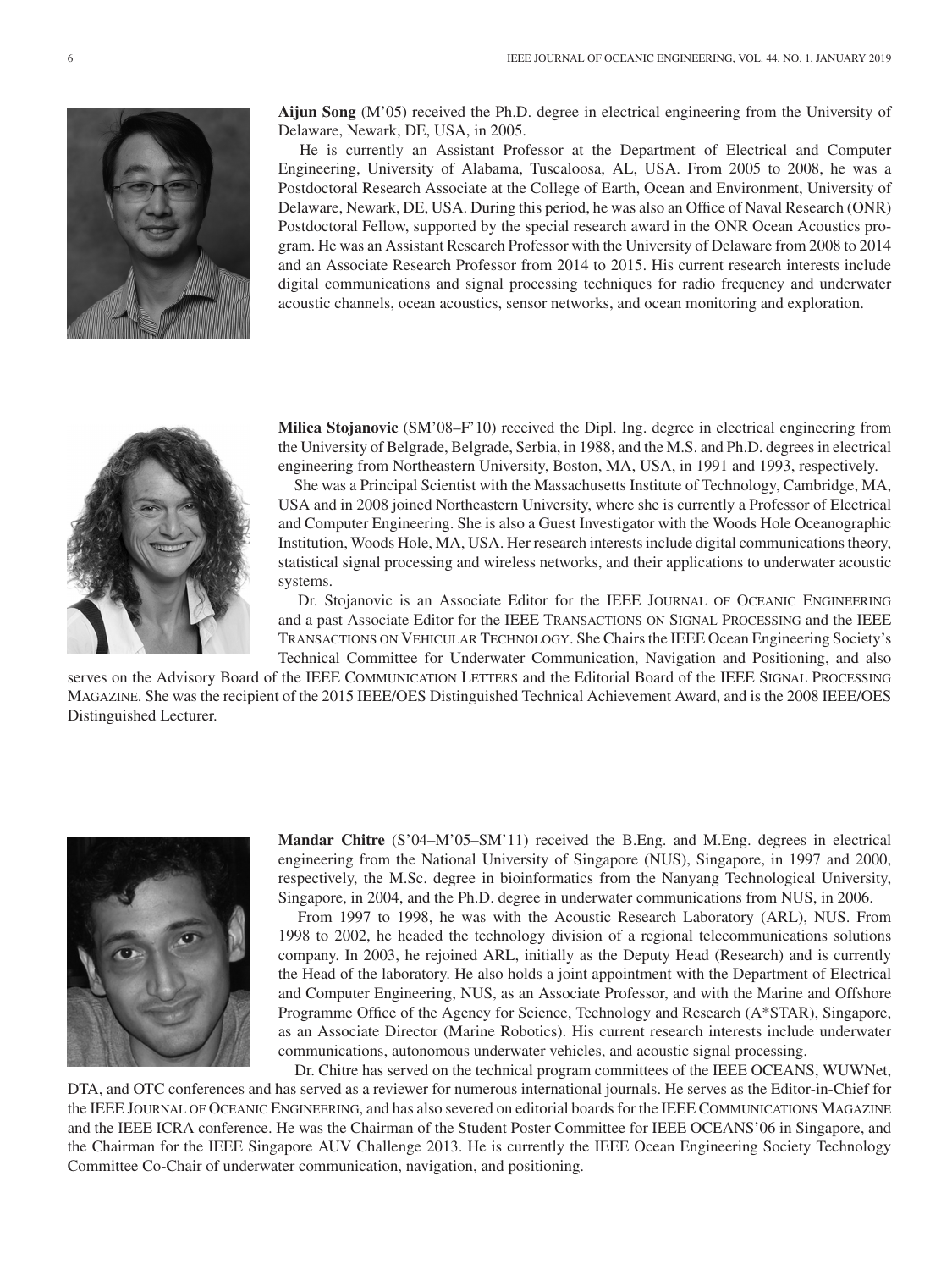**Aijun Song** (M'05) received the Ph.D. degree in electrical engineering from the University of Delaware, Newark, DE, USA, in 2005.

He is currently an Assistant Professor at the Department of Electrical and Computer Engineering, University of Alabama, Tuscaloosa, AL, USA. From 2005 to 2008, he was a Postdoctoral Research Associate at the College of Earth, Ocean and Environment, University of Delaware, Newark, DE, USA. During this period, he was also an Office of Naval Research (ONR) Postdoctoral Fellow, supported by the special research award in the ONR Ocean Acoustics program. He was an Assistant Research Professor with the University of Delaware from 2008 to 2014 and an Associate Research Professor from 2014 to 2015. His current research interests include digital communications and signal processing techniques for radio frequency and underwater acoustic channels, ocean acoustics, sensor networks, and ocean monitoring and exploration.

**Milica Stojanovic** (SM'08–F'10) received the Dipl. Ing. degree in electrical engineering from the University of Belgrade, Belgrade, Serbia, in 1988, and the M.S. and Ph.D. degrees in electrical engineering from Northeastern University, Boston, MA, USA, in 1991 and 1993, respectively.

She was a Principal Scientist with the Massachusetts Institute of Technology, Cambridge, MA, USA and in 2008 joined Northeastern University, where she is currently a Professor of Electrical and Computer Engineering. She is also a Guest Investigator with the Woods Hole Oceanographic Institution, Woods Hole, MA, USA. Her research interests include digital communications theory, statistical signal processing and wireless networks, and their applications to underwater acoustic systems.

Dr. Stojanovic is an Associate Editor for the IEEE JOURNAL OF OCEANIC ENGINEERING and a past Associate Editor for the IEEE TRANSACTIONS ON SIGNAL PROCESSING and the IEEE TRANSACTIONS ON VEHICULAR TECHNOLOGY. She Chairs the IEEE Ocean Engineering Society's Technical Committee for Underwater Communication, Navigation and Positioning, and also serves on the Advisory Board of the IEEE COMMUNICATION LETTERS and the Editorial Board of the IEEE SIGNAL PROCESSING MAGAZINE. She was the recipient of the 2015 IEEE/OES Distinguished Technical Achievement Award, and is the 2008 IEEE/OES Distinguished Lecturer.

**Mandar Chitre** (S'04–M'05–SM'11) received the B.Eng. and M.Eng. degrees in electrical engineering from the National University of Singapore (NUS), Singapore, in 1997 and 2000, respectively, the M.Sc. degree in bioinformatics from the Nanyang Technological University, Singapore, in 2004, and the Ph.D. degree in underwater communications from NUS, in 2006.

From 1997 to 1998, he was with the Acoustic Research Laboratory (ARL), NUS. From 1998 to 2002, he headed the technology division of a regional telecommunications solutions company. In 2003, he rejoined ARL, initially as the Deputy Head (Research) and is currently the Head of the laboratory. He also holds a joint appointment with the Department of Electrical and Computer Engineering, NUS, as an Associate Professor, and with the Marine and Offshore Programme Office of the Agency for Science, Technology and Research (A*STAR), Singapore, as an Associate Director (Marine Robotics). His current research interests include underwater communications, autonomous underwater vehicles, and acoustic signal processing.

Dr. Chitre has served on the technical program committees of the IEEE OCEANS, WUWNet, DTA, and OTC conferences and has served as a reviewer for numerous international journals. He serves as the Editor-in-Chief for the IEEE JOURNAL OF OCEANIC ENGINEERING, and has also severed on editorial boards for the IEEE COMMUNICATIONS MAGAZINE and the IEEE ICRA conference. He was the Chairman of the Student Poster Committee for IEEE OCEANS'06 in Singapore, and the Chairman for the IEEE Singapore AUV Challenge 2013. He is currently the IEEE Ocean Engineering Society Technology Committee Co-Chair of underwater communication, navigation, and positioning.